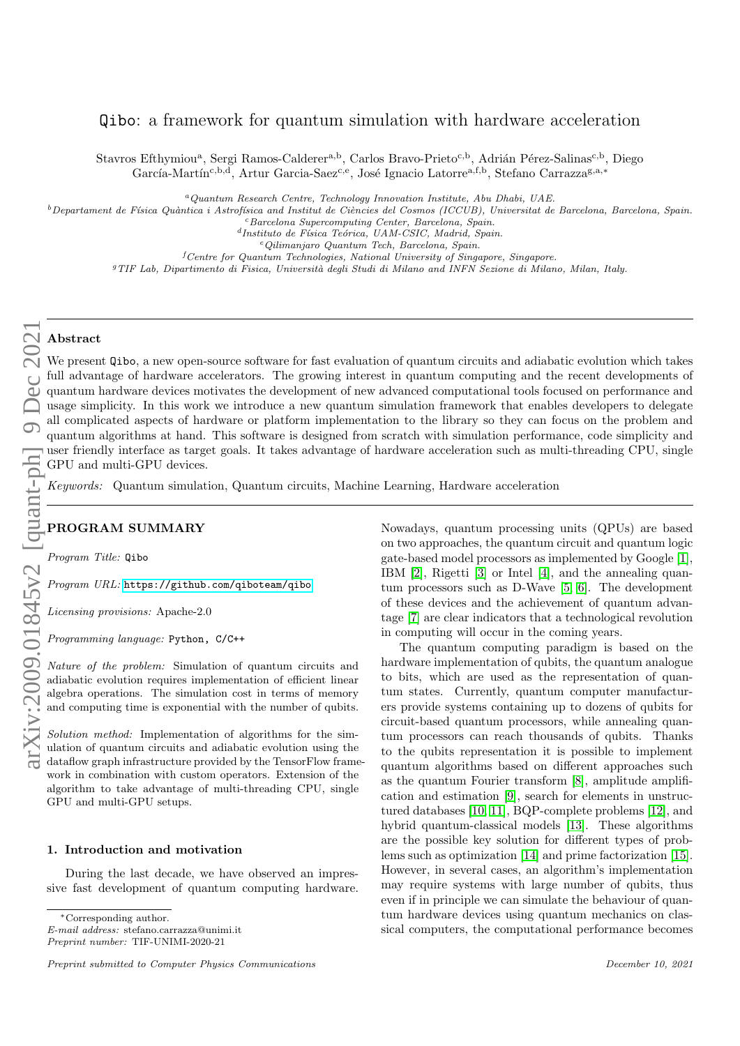# Qibo: a framework for quantum simulation with hardware acceleration

Stavros Efthymiou[a], Sergi Ramos-Calderer[a,b], Carlos Bravo-Prieto[c,b], Adrián Pérez-Salinas[c,b], Diego García-Martín[c,b,d], Artur Garcia-Saez[c,e], José Ignacio Latorre[a,f,b], Stefano Carrazza[g,a,*]

[a] *Quantum Research Centre, Technology Innovation Institute, Abu Dhabi, UAE.*
[b] *Departament de Física Quàntica i Astrofísica and Institut de Ciències del Cosmos (ICCUB), Universitat de Barcelona, Barcelona, Spain.*
[c] *Barcelona Supercomputing Center, Barcelona, Spain.*
[d] *Instituto de Física Teórica, UAM-CSIC, Madrid, Spain.*
[e] *Qilimanjaro Quantum Tech, Barcelona, Spain.*
[f] *Centre for Quantum Technologies, National University of Singapore, Singapore.*
[g] *TIF Lab, Dipartimento di Fisica, Università degli Studi di Milano and INFN Sezione di Milano, Milan, Italy.*

## Abstract

We present Qibo, a new open-source software for fast evaluation of quantum circuits and adiabatic evolution which takes full advantage of hardware accelerators. The growing interest in quantum computing and the recent developments of quantum hardware devices motivates the development of new advanced computational tools focused on performance and usage simplicity. In this work we introduce a new quantum simulation framework that enables developers to delegate all complicated aspects of hardware or platform implementation to the library so they can focus on the problem and quantum algorithms at hand. This software is designed from scratch with simulation performance, code simplicity and user friendly interface as target goals. It takes advantage of hardware acceleration such as multi-threading CPU, single GPU and multi-GPU devices.

*Keywords:* Quantum simulation, Quantum circuits, Machine Learning, Hardware acceleration

## PROGRAM SUMMARY

*Program Title:* Qibo

*Program URL:* https://github.com/qiboteam/qibo

*Licensing provisions:* Apache-2.0

*Programming language:* Python, C/C++

*Nature of the problem:* Simulation of quantum circuits and adiabatic evolution requires implementation of efficient linear algebra operations. The simulation cost in terms of memory and computing time is exponential with the number of qubits.

*Solution method:* Implementation of algorithms for the simulation of quantum circuits and adiabatic evolution using the dataflow graph infrastructure provided by the TensorFlow framework in combination with custom operators. Extension of the algorithm to take advantage of multi-threading CPU, single GPU and multi-GPU setups.

## 1. Introduction and motivation

During the last decade, we have observed an impressive fast development of quantum computing hardware. Nowadays, quantum processing units (QPUs) are based on two approaches, the quantum circuit and quantum logic gate-based model processors as implemented by Google [1], IBM [2], Rigetti [3] or Intel [4], and the annealing quantum processors such as D-Wave [5, 6]. The development of these devices and the achievement of quantum advantage [7] are clear indicators that a technological revolution in computing will occur in the coming years.

The quantum computing paradigm is based on the hardware implementation of qubits, the quantum analogue to bits, which are used as the representation of quantum states. Currently, quantum computer manufacturers provide systems containing up to dozens of qubits for circuit-based quantum processors, while annealing quantum processors can reach thousands of qubits. Thanks to the qubits representation it is possible to implement quantum algorithms based on different approaches such as the quantum Fourier transform [8], amplitude amplification and estimation [9], search for elements in unstructured databases [10, 11], BQP-complete problems [12], and hybrid quantum-classical models [13]. These algorithms are the possible key solution for different types of problems such as optimization [14] and prime factorization [15]. However, in several cases, an algorithm's implementation may require systems with large number of qubits, thus even if in principle we can simulate the behaviour of quantum hardware devices using quantum mechanics on classical computers, the computational performance becomes

*Corresponding author.
*E-mail address:* stefano.carrazza@unimi.it
*Preprint number:* TIF-UNIMI-2020-21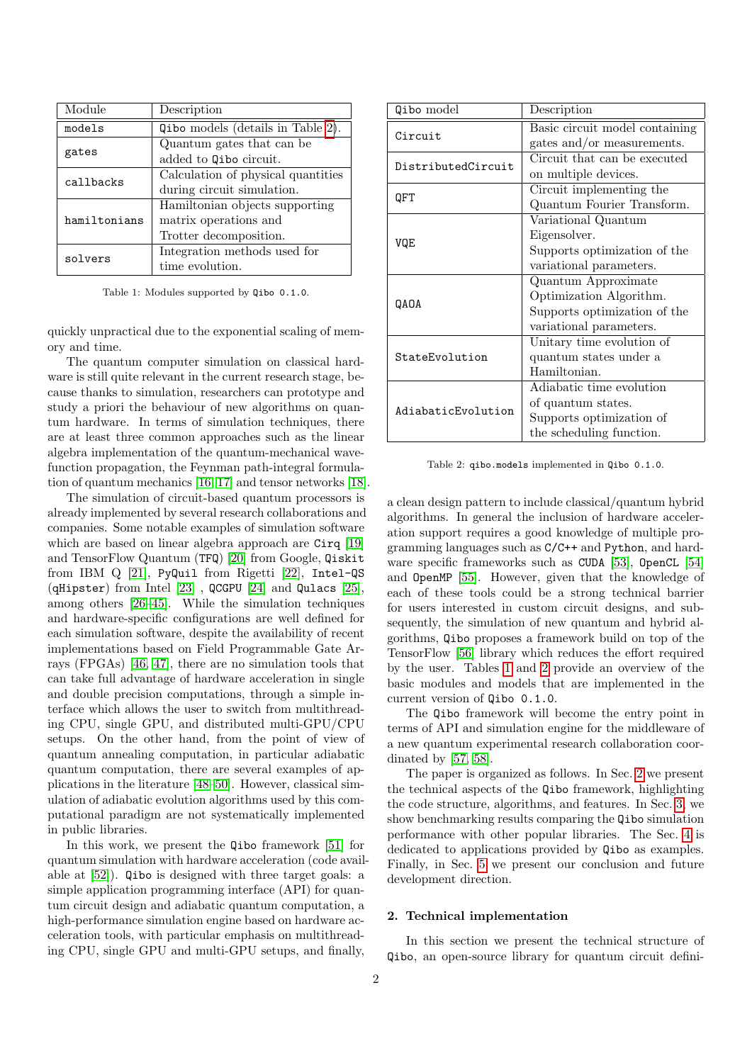| Module | Description |
|---|---|
| `models` | `Qibo` models (details in Table 2). |
| `gates` | Quantum gates that can be added to `Qibo` circuit. |
| `callbacks` | Calculation of physical quantities during circuit simulation. |
| `hamiltonians` | Hamiltonian objects supporting matrix operations and Trotter decomposition. |
| `solvers` | Integration methods used for time evolution. |

Table 1: Modules supported by `Qibo 0.1.0`.

quickly unpractical due to the exponential scaling of memory and time.

The quantum computer simulation on classical hardware is still quite relevant in the current research stage, because thanks to simulation, researchers can prototype and study a priori the behaviour of new algorithms on quantum hardware. In terms of simulation techniques, there are at least three common approaches such as the linear algebra implementation of the quantum-mechanical wavefunction propagation, the Feynman path-integral formulation of quantum mechanics [16, 17] and tensor networks [18].

The simulation of circuit-based quantum processors is already implemented by several research collaborations and companies. Some notable examples of simulation software which are based on linear algebra approach are `Cirq` [19] and TensorFlow Quantum (`TFQ`) [20] from Google, `Qiskit` from IBM Q [21], `PyQuil` from Rigetti [22], `Intel-QS` (`qHipster`) from Intel [23] , `QCGPU` [24] and `Qulacs` [25], among others [26–45]. While the simulation techniques and hardware-specific configurations are well defined for each simulation software, despite the availability of recent implementations based on Field Programmable Gate Arrays (FPGAs) [46, 47], there are no simulation tools that can take full advantage of hardware acceleration in single and double precision computations, through a simple interface which allows the user to switch from multithreading CPU, single GPU, and distributed multi-GPU/CPU setups. On the other hand, from the point of view of quantum annealing computation, in particular adiabatic quantum computation, there are several examples of applications in the literature [48–50]. However, classical simulation of adiabatic evolution algorithms used by this computational paradigm are not systematically implemented in public libraries.

In this work, we present the `Qibo` framework [51] for quantum simulation with hardware acceleration (code available at [52]). `Qibo` is designed with three target goals: a simple application programming interface (API) for quantum circuit design and adiabatic quantum computation, a high-performance simulation engine based on hardware acceleration tools, with particular emphasis on multithreading CPU, single GPU and multi-GPU setups, and finally, a clean design pattern to include classical/quantum hybrid algorithms. In general the inclusion of hardware acceleration support requires a good knowledge of multiple programming languages such as `C/C++` and `Python`, and hardware specific frameworks such as `CUDA` [53], `OpenCL` [54] and `OpenMP` [55]. However, given that the knowledge of each of these tools could be a strong technical barrier for users interested in custom circuit designs, and subsequently, the simulation of new quantum and hybrid algorithms, `Qibo` proposes a framework build on top of the TensorFlow [56] library which reduces the effort required by the user. Tables 1 and 2 provide an overview of the basic modules and models that are implemented in the current version of `Qibo 0.1.0`.

| `Qibo` model | Description |
|---|---|
| `Circuit` | Basic circuit model containing gates and/or measurements. |
| `DistributedCircuit` | Circuit that can be executed on multiple devices. |
| `QFT` | Circuit implementing the Quantum Fourier Transform. |
| `VQE` | Variational Quantum Eigensolver. Supports optimization of the variational parameters. |
| `QAOA` | Quantum Approximate Optimization Algorithm. Supports optimization of the variational parameters. |
| `StateEvolution` | Unitary time evolution of quantum states under a Hamiltonian. |
| `AdiabaticEvolution` | Adiabatic time evolution of quantum states. Supports optimization of the scheduling function. |

Table 2: `qibo.models` implemented in `Qibo 0.1.0`.

The `Qibo` framework will become the entry point in terms of API and simulation engine for the middleware of a new quantum experimental research collaboration coordinated by [57, 58].

The paper is organized as follows. In Sec. 2 we present the technical aspects of the `Qibo` framework, highlighting the code structure, algorithms, and features. In Sec. 3, we show benchmarking results comparing the `Qibo` simulation performance with other popular libraries. The Sec. 4 is dedicated to applications provided by `Qibo` as examples. Finally, in Sec. 5 we present our conclusion and future development direction.

## 2. Technical implementation

In this section we present the technical structure of `Qibo`, an open-source library for quantum circuit defini-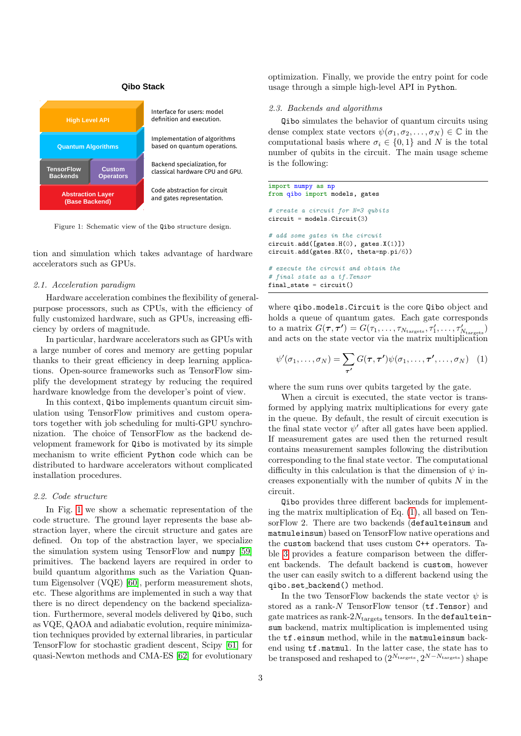Qibo Stack

| | |
|---|---|
| High Level API | Interface for users: model definition and execution. |
| Quantum Algorithms | Implementation of algorithms based on quantum operations. |
| TensorFlow Backends / Custom Operators | Backend specialization, for classical hardware CPU and GPU. |
| Abstraction Layer (Base Backend) | Code abstraction for circuit and gates representation. |

Figure 1: Schematic view of the Qibo structure design.

tion and simulation which takes advantage of hardware accelerators such as GPUs.

### 2.1. Acceleration paradigm

Hardware acceleration combines the flexibility of general-purpose processors, such as CPUs, with the efficiency of fully customized hardware, such as GPUs, increasing efficiency by orders of magnitude.

In particular, hardware accelerators such as GPUs with a large number of cores and memory are getting popular thanks to their great efficiency in deep learning applications. Open-source frameworks such as TensorFlow simplify the development strategy by reducing the required hardware knowledge from the developer's point of view.

In this context, Qibo implements quantum circuit simulation using TensorFlow primitives and custom operators together with job scheduling for multi-GPU synchronization. The choice of TensorFlow as the backend development framework for Qibo is motivated by its simple mechanism to write efficient Python code which can be distributed to hardware accelerators without complicated installation procedures.

### 2.2. Code structure

In Fig. 1 we show a schematic representation of the code structure. The ground layer represents the base abstraction layer, where the circuit structure and gates are defined. On top of the abstraction layer, we specialize the simulation system using TensorFlow and numpy [59] primitives. The backend layers are required in order to build quantum algorithms such as the Variation Quantum Eigensolver (VQE) [60], perform measurement shots, etc. These algorithms are implemented in such a way that there is no direct dependency on the backend specialization. Furthermore, several models delivered by Qibo, such as VQE, QAOA and adiabatic evolution, require minimization techniques provided by external libraries, in particular TensorFlow for stochastic gradient descent, Scipy [61] for quasi-Newton methods and CMA-ES [62] for evolutionary optimization. Finally, we provide the entry point for code usage through a simple high-level API in Python.

### 2.3. Backends and algorithms

Qibo simulates the behavior of quantum circuits using dense complex state vectors $\psi(\sigma_1, \sigma_2, \ldots, \sigma_N) \in \mathbb{C}$ in the computational basis where $\sigma_i \in \{0, 1\}$ and $N$ is the total number of qubits in the circuit. The main usage scheme is the following:

```python
import numpy as np
from qibo import models, gates

# create a circuit for N=3 qubits
circuit = models.Circuit(3)

# add some gates in the circuit
circuit.add([gates.H(0), gates.X(1)])
circuit.add(gates.RX(0, theta=np.pi/6))

# execute the circuit and obtain the
# final state as a tf.Tensor
final_state = circuit()
```

where `qibo.models.Circuit` is the core Qibo object and holds a queue of quantum gates. Each gate corresponds to a matrix $G(\boldsymbol{\tau}, \boldsymbol{\tau}') = G(\tau_1, \ldots, \tau_{N_{\text{targets}}}, \tau'_1, \ldots, \tau'_{N_{\text{targets}}})$ and acts on the state vector via the matrix multiplication

$$\psi'(\sigma_1, \ldots, \sigma_N) = \sum_{\boldsymbol{\tau}'} G(\boldsymbol{\tau}, \boldsymbol{\tau}')\psi(\sigma_1, \ldots, \boldsymbol{\tau}', \ldots, \sigma_N) \quad (1)$$

where the sum runs over qubits targeted by the gate.

When a circuit is executed, the state vector is transformed by applying matrix multiplications for every gate in the queue. By default, the result of circuit execution is the final state vector $\psi'$ after all gates have been applied. If measurement gates are used then the returned result contains measurement samples following the distribution corresponding to the final state vector. The computational difficulty in this calculation is that the dimension of $\psi$ increases exponentially with the number of qubits $N$ in the circuit.

Qibo provides three different backends for implementing the matrix multiplication of Eq. (1), all based on TensorFlow 2. There are two backends (`defaulteinsum` and `matmuleinsum`) based on TensorFlow native operations and the `custom` backend that uses custom C++ operators. Table 3 provides a feature comparison between the different backends. The default backend is `custom`, however the user can easily switch to a different backend using the `qibo.set_backend()` method.

In the two TensorFlow backends the state vector $\psi$ is stored as a rank-$N$ TensorFlow tensor (`tf.Tensor`) and gate matrices as rank-$2N_{\text{targets}}$ tensors. In the `defaulteinsum` backend, matrix multiplication is implemented using the `tf.einsum` method, while in the `matmuleinsum` backend using `tf.matmul`. In the latter case, the state has to be transposed and reshaped to $(2^{N_{\text{targets}}}, 2^{N-N_{\text{targets}}})$ shape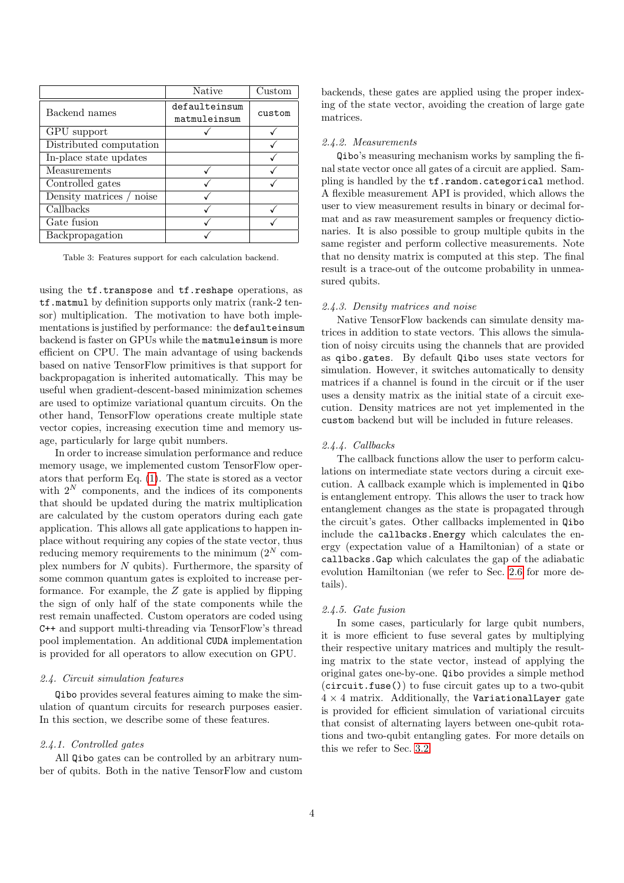| | Native | Custom |
|---|---|---|
| Backend names | `defaulteinsum` `matmuleinsum` | `custom` |
| GPU support | ✓ | ✓ |
| Distributed computation | | ✓ |
| In-place state updates | | ✓ |
| Measurements | ✓ | ✓ |
| Controlled gates | ✓ | ✓ |
| Density matrices / noise | ✓ | |
| Callbacks | ✓ | ✓ |
| Gate fusion | ✓ | ✓ |
| Backpropagation | ✓ | |

Table 3: Features support for each calculation backend.

using the `tf.transpose` and `tf.reshape` operations, as `tf.matmul` by definition supports only matrix (rank-2 tensor) multiplication. The motivation to have both implementations is justified by performance: the `defaulteinsum` backend is faster on GPUs while the `matmuleinsum` is more efficient on CPU. The main advantage of using backends based on native TensorFlow primitives is that support for backpropagation is inherited automatically. This may be useful when gradient-descent-based minimization schemes are used to optimize variational quantum circuits. On the other hand, TensorFlow operations create multiple state vector copies, increasing execution time and memory usage, particularly for large qubit numbers.

In order to increase simulation performance and reduce memory usage, we implemented custom TensorFlow operators that perform Eq. (1). The state is stored as a vector with $2^N$ components, and the indices of its components that should be updated during the matrix multiplication are calculated by the custom operators during each gate application. This allows all gate applications to happen in-place without requiring any copies of the state vector, thus reducing memory requirements to the minimum ($2^N$ complex numbers for $N$ qubits). Furthermore, the sparsity of some common quantum gates is exploited to increase performance. For example, the $Z$ gate is applied by flipping the sign of only half of the state components while the rest remain unaffected. Custom operators are coded using `C++` and support multi-threading via TensorFlow's thread pool implementation. An additional `CUDA` implementation is provided for all operators to allow execution on GPU.

### 2.4. Circuit simulation features

`Qibo` provides several features aiming to make the simulation of quantum circuits for research purposes easier. In this section, we describe some of these features.

#### 2.4.1. Controlled gates

All `Qibo` gates can be controlled by an arbitrary number of qubits. Both in the native TensorFlow and custom backends, these gates are applied using the proper indexing of the state vector, avoiding the creation of large gate matrices.

#### 2.4.2. Measurements

`Qibo`'s measuring mechanism works by sampling the final state vector once all gates of a circuit are applied. Sampling is handled by the `tf.random.categorical` method. A flexible measurement API is provided, which allows the user to view measurement results in binary or decimal format and as raw measurement samples or frequency dictionaries. It is also possible to group multiple qubits in the same register and perform collective measurements. Note that no density matrix is computed at this step. The final result is a trace-out of the outcome probability in unmeasured qubits.

#### 2.4.3. Density matrices and noise

Native TensorFlow backends can simulate density matrices in addition to state vectors. This allows the simulation of noisy circuits using the channels that are provided as `qibo.gates`. By default `Qibo` uses state vectors for simulation. However, it switches automatically to density matrices if a channel is found in the circuit or if the user uses a density matrix as the initial state of a circuit execution. Density matrices are not yet implemented in the `custom` backend but will be included in future releases.

#### 2.4.4. Callbacks

The callback functions allow the user to perform calculations on intermediate state vectors during a circuit execution. A callback example which is implemented in `Qibo` is entanglement entropy. This allows the user to track how entanglement changes as the state is propagated through the circuit's gates. Other callbacks implemented in `Qibo` include the `callbacks.Energy` which calculates the energy (expectation value of a Hamiltonian) of a state or `callbacks.Gap` which calculates the gap of the adiabatic evolution Hamiltonian (we refer to Sec. 2.6 for more details).

#### 2.4.5. Gate fusion

In some cases, particularly for large qubit numbers, it is more efficient to fuse several gates by multiplying their respective unitary matrices and multiply the resulting matrix to the state vector, instead of applying the original gates one-by-one. `Qibo` provides a simple method (`circuit.fuse()`) to fuse circuit gates up to a two-qubit $4 \times 4$ matrix. Additionally, the `VariationalLayer` gate is provided for efficient simulation of variational circuits that consist of alternating layers between one-qubit rotations and two-qubit entangling gates. For more details on this we refer to Sec. 3.2.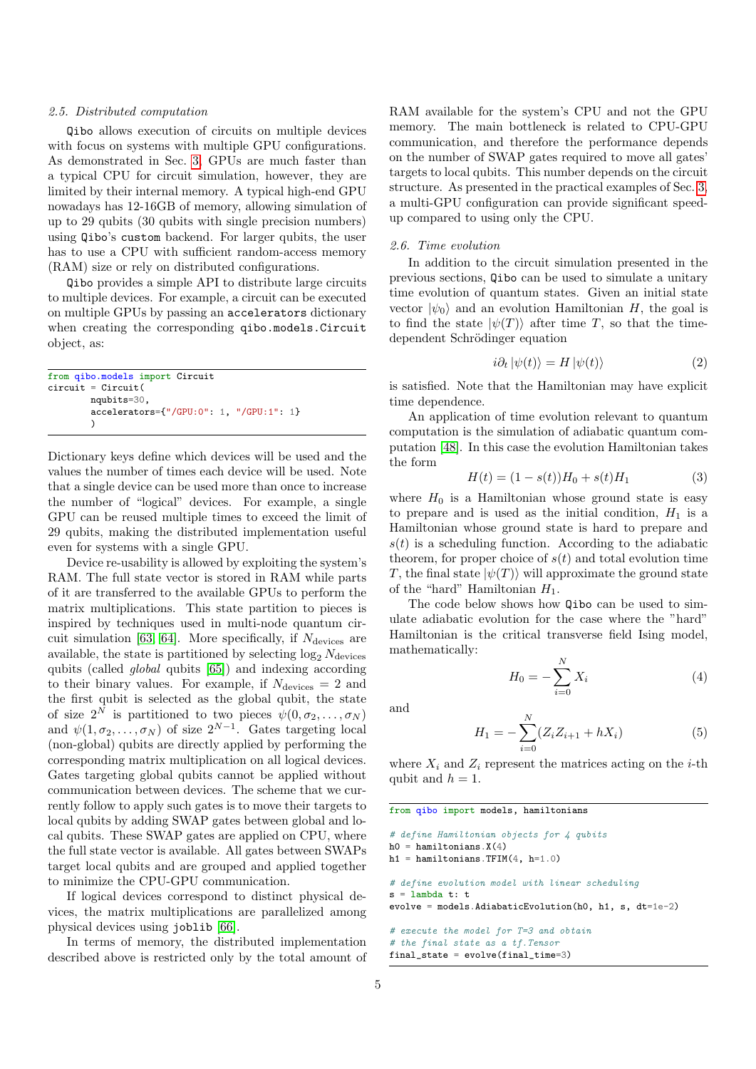### 2.5. Distributed computation

Qibo allows execution of circuits on multiple devices with focus on systems with multiple GPU configurations. As demonstrated in Sec. 3, GPUs are much faster than a typical CPU for circuit simulation, however, they are limited by their internal memory. A typical high-end GPU nowadays has 12-16GB of memory, allowing simulation of up to 29 qubits (30 qubits with single precision numbers) using Qibo's custom backend. For larger qubits, the user has to use a CPU with sufficient random-access memory (RAM) size or rely on distributed configurations.

Qibo provides a simple API to distribute large circuits to multiple devices. For example, a circuit can be executed on multiple GPUs by passing an accelerators dictionary when creating the corresponding qibo.models.Circuit object, as:

```
from qibo.models import Circuit
circuit = Circuit(
        nqubits=30,
        accelerators={"/GPU:0": 1, "/GPU:1": 1}
        )
```

Dictionary keys define which devices will be used and the values the number of times each device will be used. Note that a single device can be used more than once to increase the number of "logical" devices. For example, a single GPU can be reused multiple times to exceed the limit of 29 qubits, making the distributed implementation useful even for systems with a single GPU.

Device re-usability is allowed by exploiting the system's RAM. The full state vector is stored in RAM while parts of it are transferred to the available GPUs to perform the matrix multiplications. This state partition to pieces is inspired by techniques used in multi-node quantum circuit simulation [63] [64]. More specifically, if $N_{\text{devices}}$ are available, the state is partitioned by selecting $\log_2 N_{\text{devices}}$ qubits (called *global* qubits [65]) and indexing according to their binary values. For example, if $N_{\text{devices}} = 2$ and the first qubit is selected as the global qubit, the state of size $2^N$ is partitioned to two pieces $\psi(0, \sigma_2, \ldots, \sigma_N)$ and $\psi(1, \sigma_2, \ldots, \sigma_N)$ of size $2^{N-1}$. Gates targeting local (non-global) qubits are directly applied by performing the corresponding matrix multiplication on all logical devices. Gates targeting global qubits cannot be applied without communication between devices. The scheme that we currently follow to apply such gates is to move their targets to local qubits by adding SWAP gates between global and local qubits. These SWAP gates are applied on CPU, where the full state vector is available. All gates between SWAPs target local qubits and are grouped and applied together to minimize the CPU-GPU communication.

If logical devices correspond to distinct physical devices, the matrix multiplications are parallelized among physical devices using joblib [66].

In terms of memory, the distributed implementation described above is restricted only by the total amount of RAM available for the system's CPU and not the GPU memory. The main bottleneck is related to CPU-GPU communication, and therefore the performance depends on the number of SWAP gates required to move all gates' targets to local qubits. This number depends on the circuit structure. As presented in the practical examples of Sec. 3, a multi-GPU configuration can provide significant speed-up compared to using only the CPU.

### 2.6. Time evolution

In addition to the circuit simulation presented in the previous sections, Qibo can be used to simulate a unitary time evolution of quantum states. Given an initial state vector $|\psi_0\rangle$ and an evolution Hamiltonian $H$, the goal is to find the state $|\psi(T)\rangle$ after time $T$, so that the time-dependent Schrödinger equation

$$i\partial_t |\psi(t)\rangle = H |\psi(t)\rangle \tag{2}$$

is satisfied. Note that the Hamiltonian may have explicit time dependence.

An application of time evolution relevant to quantum computation is the simulation of adiabatic quantum computation [48]. In this case the evolution Hamiltonian takes the form

$$H(t) = (1 - s(t))H_0 + s(t)H_1 \tag{3}$$

where $H_0$ is a Hamiltonian whose ground state is easy to prepare and is used as the initial condition, $H_1$ is a Hamiltonian whose ground state is hard to prepare and $s(t)$ is a scheduling function. According to the adiabatic theorem, for proper choice of $s(t)$ and total evolution time $T$, the final state $|\psi(T)\rangle$ will approximate the ground state of the "hard" Hamiltonian $H_1$.

The code below shows how Qibo can be used to simulate adiabatic evolution for the case where the "hard" Hamiltonian is the critical transverse field Ising model, mathematically:

$$H_0 = -\sum_{i=0}^{N} X_i \tag{4}$$

and

$$H_1 = -\sum_{i=0}^{N} (Z_i Z_{i+1} + h X_i) \tag{5}$$

where $X_i$ and $Z_i$ represent the matrices acting on the $i$-th qubit and $h = 1$.

```
from qibo import models, hamiltonians

# define Hamiltonian objects for 4 qubits
h0 = hamiltonians.X(4)
h1 = hamiltonians.TFIM(4, h=1.0)

# define evolution model with linear scheduling
s = lambda t: t
evolve = models.AdiabaticEvolution(h0, h1, s, dt=1e-2)

# execute the model for T=3 and obtain
# the final state as a tf.Tensor
final_state = evolve(final_time=3)
```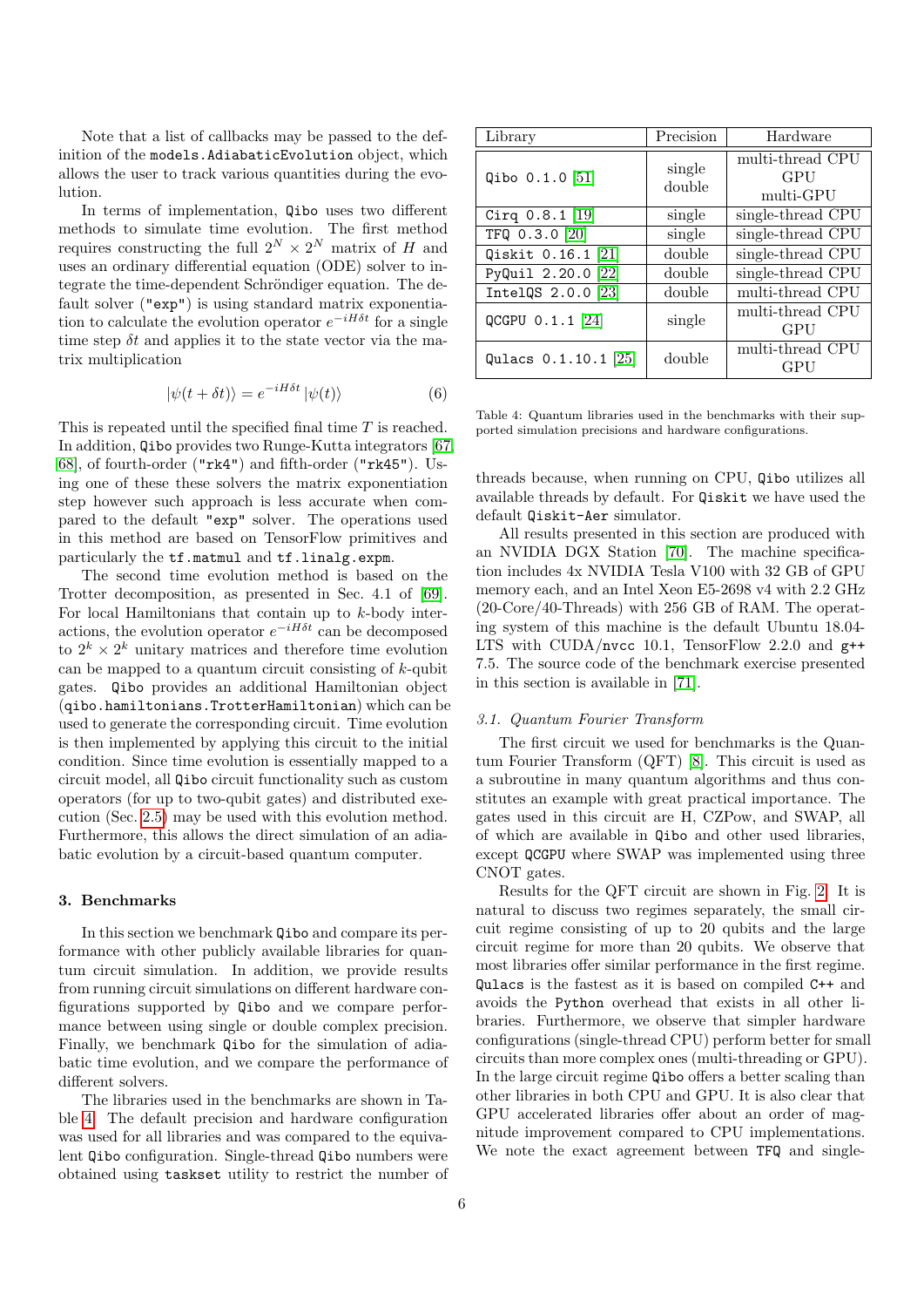Note that a list of callbacks may be passed to the definition of the `models.AdiabaticEvolution` object, which allows the user to track various quantities during the evolution.

In terms of implementation, `Qibo` uses two different methods to simulate time evolution. The first method requires constructing the full $2^N \times 2^N$ matrix of $H$ and uses an ordinary differential equation (ODE) solver to integrate the time-dependent Schröndiger equation. The default solver (`"exp"`) is using standard matrix exponentiation to calculate the evolution operator $e^{-iH\delta t}$ for a single time step $\delta t$ and applies it to the state vector via the matrix multiplication

$$|\psi(t + \delta t)\rangle = e^{-iH\delta t} |\psi(t)\rangle \tag{6}$$

This is repeated until the specified final time $T$ is reached. In addition, `Qibo` provides two Runge-Kutta integrators [67, 68], of fourth-order (`"rk4"`) and fifth-order (`"rk45"`). Using one of these these solvers the matrix exponentiation step however such approach is less accurate when compared to the default `"exp"` solver. The operations used in this method are based on TensorFlow primitives and particularly the `tf.matmul` and `tf.linalg.expm`.

The second time evolution method is based on the Trotter decomposition, as presented in Sec. 4.1 of [69]. For local Hamiltonians that contain up to $k$-body interactions, the evolution operator $e^{-iH\delta t}$ can be decomposed to $2^k \times 2^k$ unitary matrices and therefore time evolution can be mapped to a quantum circuit consisting of $k$-qubit gates. `Qibo` provides an additional Hamiltonian object (`qibo.hamiltonians.TrotterHamiltonian`) which can be used to generate the corresponding circuit. Time evolution is then implemented by applying this circuit to the initial condition. Since time evolution is essentially mapped to a circuit model, all `Qibo` circuit functionality such as custom operators (for up to two-qubit gates) and distributed execution (Sec. 2.5) may be used with this evolution method. Furthermore, this allows the direct simulation of an adiabatic evolution by a circuit-based quantum computer.

## 3. Benchmarks

In this section we benchmark `Qibo` and compare its performance with other publicly available libraries for quantum circuit simulation. In addition, we provide results from running circuit simulations on different hardware configurations supported by `Qibo` and we compare performance between using single or double complex precision. Finally, we benchmark `Qibo` for the simulation of adiabatic time evolution, and we compare the performance of different solvers.

The libraries used in the benchmarks are shown in Table 4. The default precision and hardware configuration was used for all libraries and was compared to the equivalent `Qibo` configuration. Single-thread `Qibo` numbers were obtained using `taskset` utility to restrict the number of threads because, when running on CPU, `Qibo` utilizes all available threads by default. For `Qiskit` we have used the default `Qiskit-Aer` simulator.

| Library | Precision | Hardware |
|---|---|---|
| `Qibo 0.1.0` [51] | single<br>double | multi-thread CPU<br>GPU<br>multi-GPU |
| `Cirq 0.8.1` [19] | single | single-thread CPU |
| `TFQ 0.3.0` [20] | single | single-thread CPU |
| `Qiskit 0.16.1` [21] | double | single-thread CPU |
| `PyQuil 2.20.0` [22] | double | single-thread CPU |
| `IntelQS 2.0.0` [23] | double | multi-thread CPU |
| `QCGPU 0.1.1` [24] | single | multi-thread CPU<br>GPU |
| `Qulacs 0.1.10.1` [25] | double | multi-thread CPU<br>GPU |

Table 4: Quantum libraries used in the benchmarks with their supported simulation precisions and hardware configurations.

All results presented in this section are produced with an NVIDIA DGX Station [70]. The machine specification includes 4x NVIDIA Tesla V100 with 32 GB of GPU memory each, and an Intel Xeon E5-2698 v4 with 2.2 GHz (20-Core/40-Threads) with 256 GB of RAM. The operating system of this machine is the default Ubuntu 18.04-LTS with CUDA/`nvcc` 10.1, TensorFlow 2.2.0 and `g++` 7.5. The source code of the benchmark exercise presented in this section is available in [71].

### 3.1. Quantum Fourier Transform

The first circuit we used for benchmarks is the Quantum Fourier Transform (QFT) [8]. This circuit is used as a subroutine in many quantum algorithms and thus constitutes an example with great practical importance. The gates used in this circuit are H, CZPow, and SWAP, all of which are available in `Qibo` and other used libraries, except `QCGPU` where SWAP was implemented using three CNOT gates.

Results for the QFT circuit are shown in Fig. 2. It is natural to discuss two regimes separately, the small circuit regime consisting of up to 20 qubits and the large circuit regime for more than 20 qubits. We observe that most libraries offer similar performance in the first regime. `Qulacs` is the fastest as it is based on compiled `C++` and avoids the `Python` overhead that exists in all other libraries. Furthermore, we observe that simpler hardware configurations (single-thread CPU) perform better for small circuits than more complex ones (multi-threading or GPU). In the large circuit regime `Qibo` offers a better scaling than other libraries in both CPU and GPU. It is also clear that GPU accelerated libraries offer about an order of magnitude improvement compared to CPU implementations. We note the exact agreement between `TFQ` and single-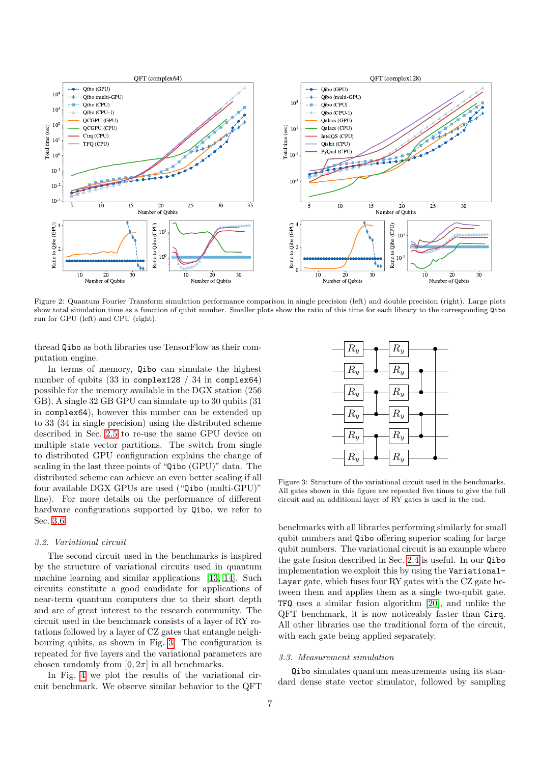Figure 2: Quantum Fourier Transform simulation performance comparison in single precision (left) and double precision (right). Large plots show total simulation time as a function of qubit number. Smaller plots show the ratio of this time for each library to the corresponding Qibo run for GPU (left) and CPU (right).

thread Qibo as both libraries use TensorFlow as their computation engine.

In terms of memory, Qibo can simulate the highest number of qubits (33 in complex128 / 34 in complex64) possible for the memory available in the DGX station (256 GB). A single 32 GB GPU can simulate up to 30 qubits (31 in complex64), however this number can be extended up to 33 (34 in single precision) using the distributed scheme described in Sec. 2.5 to re-use the same GPU device on multiple state vector partitions. The switch from single to distributed GPU configuration explains the change of scaling in the last three points of "Qibo (GPU)" data. The distributed scheme can achieve an even better scaling if all four available DGX GPUs are used ("Qibo (multi-GPU)" line). For more details on the performance of different hardware configurations supported by Qibo, we refer to Sec. 3.6.

### 3.2. Variational circuit

The second circuit used in the benchmarks is inspired by the structure of variational circuits used in quantum machine learning and similar applications [13, 14]. Such circuits constitute a good candidate for applications of near-term quantum computers due to their short depth and are of great interest to the research community. The circuit used in the benchmark consists of a layer of RY rotations followed by a layer of CZ gates that entangle neighbouring qubits, as shown in Fig. 3. The configuration is repeated for five layers and the variational parameters are chosen randomly from $[0, 2\pi]$ in all benchmarks.

In Fig. 4 we plot the results of the variational circuit benchmark. We observe similar behavior to the QFT benchmarks with all libraries performing similarly for small qubit numbers and Qibo offering superior scaling for large qubit numbers. The variational circuit is an example where the gate fusion described in Sec. 2.4 is useful. In our Qibo implementation we exploit this by using the VariationalLayer gate, which fuses four RY gates with the CZ gate between them and applies them as a single two-qubit gate. TFQ uses a similar fusion algorithm [20], and unlike the QFT benchmark, it is now noticeably faster than Cirq. All other libraries use the traditional form of the circuit, with each gate being applied separately.

Figure 3: Structure of the variational circuit used in the benchmarks. All gates shown in this figure are repeated five times to give the full circuit and an additional layer of RY gates is used in the end.

### 3.3. Measurement simulation

Qibo simulates quantum measurements using its standard dense state vector simulator, followed by sampling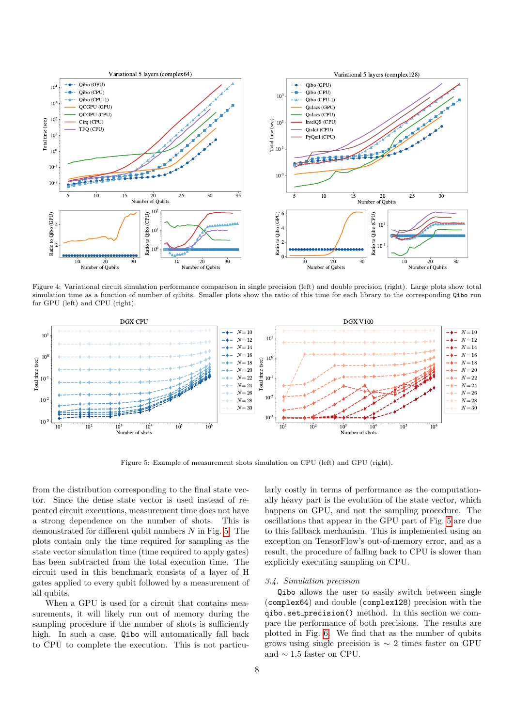Figure 4: Variational circuit simulation performance comparison in single precision (left) and double precision (right). Large plots show total simulation time as a function of number of qubits. Smaller plots show the ratio of this time for each library to the corresponding Qibo run for GPU (left) and CPU (right).

Figure 5: Example of measurement shots simulation on CPU (left) and GPU (right).

from the distribution corresponding to the final state vector. Since the dense state vector is used instead of repeated circuit executions, measurement time does not have a strong dependence on the number of shots. This is demonstrated for different qubit numbers $N$ in Fig. 5. The plots contain only the time required for sampling as the state vector simulation time (time required to apply gates) has been subtracted from the total execution time. The circuit used in this benchmark consists of a layer of H gates applied to every qubit followed by a measurement of all qubits.

When a GPU is used for a circuit that contains measurements, it will likely run out of memory during the sampling procedure if the number of shots is sufficiently high. In such a case, `Qibo` will automatically fall back to CPU to complete the execution. This is not particularly costly in terms of performance as the computationally heavy part is the evolution of the state vector, which happens on GPU, and not the sampling procedure. The oscillations that appear in the GPU part of Fig. 5 are due to this fallback mechanism. This is implemented using an exception on TensorFlow's out-of-memory error, and as a result, the procedure of falling back to CPU is slower than explicitly executing sampling on CPU.

### 3.4. Simulation precision

`Qibo` allows the user to easily switch between single (`complex64`) and double (`complex128`) precision with the `qibo.set_precision()` method. In this section we compare the performance of both precisions. The results are plotted in Fig. 6. We find that as the number of qubits grows using single precision is $\sim 2$ times faster on GPU and $\sim 1.5$ faster on CPU.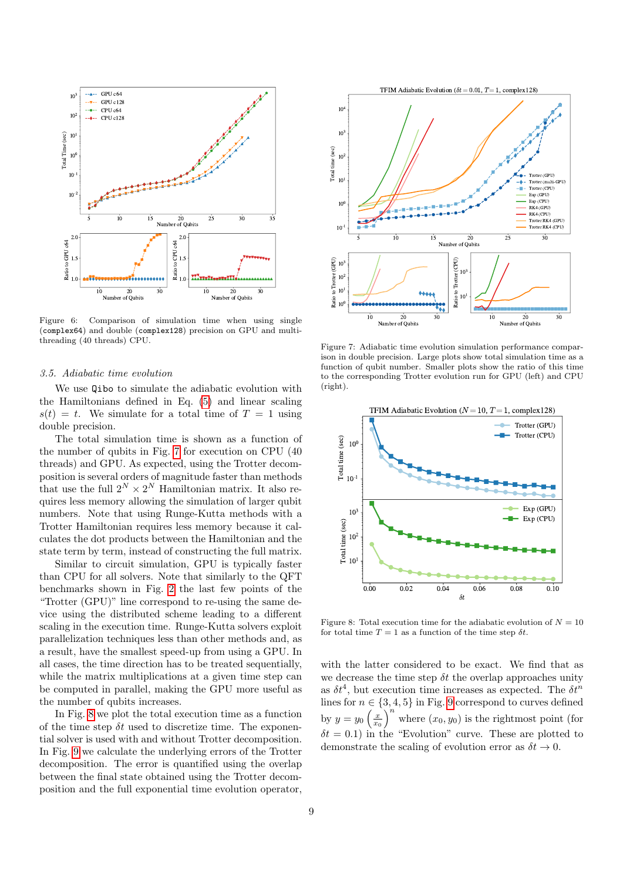Figure 6: Comparison of simulation time when using single (`complex64`) and double (`complex128`) precision on GPU and multi-threading (40 threads) CPU.

### 3.5. *Adiabatic time evolution*

We use `Qibo` to simulate the adiabatic evolution with the Hamiltonians defined in Eq. (5) and linear scaling $s(t) = t$. We simulate for a total time of $T = 1$ using double precision.

The total simulation time is shown as a function of the number of qubits in Fig. 7 for execution on CPU (40 threads) and GPU. As expected, using the Trotter decomposition is several orders of magnitude faster than methods that use the full $2^N \times 2^N$ Hamiltonian matrix. It also requires less memory allowing the simulation of larger qubit numbers. Note that using Runge-Kutta methods with a Trotter Hamiltonian requires less memory because it calculates the dot products between the Hamiltonian and the state term by term, instead of constructing the full matrix.

Similar to circuit simulation, GPU is typically faster than CPU for all solvers. Note that similarly to the QFT benchmarks shown in Fig. 2 the last few points of the "Trotter (GPU)" line correspond to re-using the same device using the distributed scheme leading to a different scaling in the execution time. Runge-Kutta solvers exploit parallelization techniques less than other methods and, as a result, have the smallest speed-up from using a GPU. In all cases, the time direction has to be treated sequentially, while the matrix multiplications at a given time step can be computed in parallel, making the GPU more useful as the number of qubits increases.

In Fig. 8 we plot the total execution time as a function of the time step $\delta t$ used to discretize time. The exponential solver is used with and without Trotter decomposition. In Fig. 9 we calculate the underlying errors of the Trotter decomposition. The error is quantified using the overlap between the final state obtained using the Trotter decomposition and the full exponential time evolution operator, with the latter considered to be exact. We find that as we decrease the time step $\delta t$ the overlap approaches unity as $\delta t^4$, but execution time increases as expected. The $\delta t^n$ lines for $n \in \{3, 4, 5\}$ in Fig. 9 correspond to curves defined by $y = y_0 \left(\frac{x}{x_0}\right)^n$ where $(x_0, y_0)$ is the rightmost point (for $\delta t = 0.1$) in the "Evolution" curve. These are plotted to demonstrate the scaling of evolution error as $\delta t \to 0$.

Figure 7: Adiabatic time evolution simulation performance comparison in double precision. Large plots show total simulation time as a function of qubit number. Smaller plots show the ratio of this time to the corresponding Trotter evolution run for GPU (left) and CPU (right).

Figure 8: Total execution time for the adiabatic evolution of $N = 10$ for total time $T = 1$ as a function of the time step $\delta t$.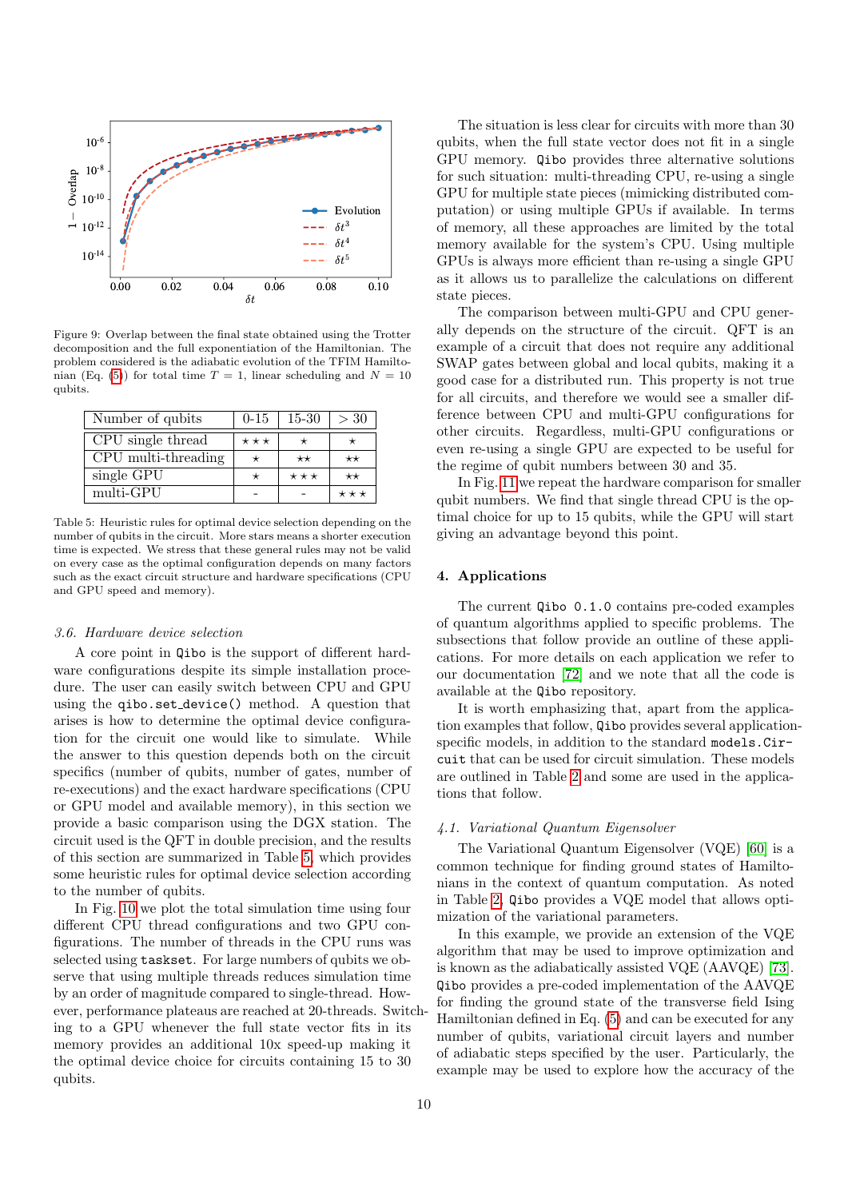Figure 9: Overlap between the final state obtained using the Trotter decomposition and the full exponentiation of the Hamiltonian. The problem considered is the adiabatic evolution of the TFIM Hamiltonian (Eq. (5)) for total time $T = 1$, linear scheduling and $N = 10$ qubits.

| Number of qubits | 0-15 | 15-30 | > 30 |
|---|---|---|---|
| CPU single thread | ⋆⋆⋆ | ⋆ | ⋆ |
| CPU multi-threading | ⋆ | ⋆⋆ | ⋆⋆ |
| single GPU | ⋆ | ⋆⋆⋆ | ⋆⋆ |
| multi-GPU | - | - | ⋆⋆⋆ |

Table 5: Heuristic rules for optimal device selection depending on the number of qubits in the circuit. More stars means a shorter execution time is expected. We stress that these general rules may not be valid on every case as the optimal configuration depends on many factors such as the exact circuit structure and hardware specifications (CPU and GPU speed and memory).

### *3.6. Hardware device selection*

A core point in `Qibo` is the support of different hardware configurations despite its simple installation procedure. The user can easily switch between CPU and GPU using the `qibo.set_device()` method. A question that arises is how to determine the optimal device configuration for the circuit one would like to simulate. While the answer to this question depends both on the circuit specifics (number of qubits, number of gates, number of re-executions) and the exact hardware specifications (CPU or GPU model and available memory), in this section we provide a basic comparison using the DGX station. The circuit used is the QFT in double precision, and the results of this section are summarized in Table 5, which provides some heuristic rules for optimal device selection according to the number of qubits.

In Fig. 10 we plot the total simulation time using four different CPU thread configurations and two GPU configurations. The number of threads in the CPU runs was selected using `taskset`. For large numbers of qubits we observe that using multiple threads reduces simulation time by an order of magnitude compared to single-thread. However, performance plateaus are reached at 20-threads. Switching to a GPU whenever the full state vector fits in its memory provides an additional 10x speed-up making it the optimal device choice for circuits containing 15 to 30 qubits.

The situation is less clear for circuits with more than 30 qubits, when the full state vector does not fit in a single GPU memory. `Qibo` provides three alternative solutions for such situation: multi-threading CPU, re-using a single GPU for multiple state pieces (mimicking distributed computation) or using multiple GPUs if available. In terms of memory, all these approaches are limited by the total memory available for the system's CPU. Using multiple GPUs is always more efficient than re-using a single GPU as it allows us to parallelize the calculations on different state pieces.

The comparison between multi-GPU and CPU generally depends on the structure of the circuit. QFT is an example of a circuit that does not require any additional SWAP gates between global and local qubits, making it a good case for a distributed run. This property is not true for all circuits, and therefore we would see a smaller difference between CPU and multi-GPU configurations for other circuits. Regardless, multi-GPU configurations or even re-using a single GPU are expected to be useful for the regime of qubit numbers between 30 and 35.

In Fig. 11 we repeat the hardware comparison for smaller qubit numbers. We find that single thread CPU is the optimal choice for up to 15 qubits, while the GPU will start giving an advantage beyond this point.

## 4. Applications

The current `Qibo 0.1.0` contains pre-coded examples of quantum algorithms applied to specific problems. The subsections that follow provide an outline of these applications. For more details on each application we refer to our documentation [72] and we note that all the code is available at the `Qibo` repository.

It is worth emphasizing that, apart from the application examples that follow, `Qibo` provides several application-specific models, in addition to the standard `models.Circuit` that can be used for circuit simulation. These models are outlined in Table 2 and some are used in the applications that follow.

### *4.1. Variational Quantum Eigensolver*

The Variational Quantum Eigensolver (VQE) [60] is a common technique for finding ground states of Hamiltonians in the context of quantum computation. As noted in Table 2, `Qibo` provides a VQE model that allows optimization of the variational parameters.

In this example, we provide an extension of the VQE algorithm that may be used to improve optimization and is known as the adiabatically assisted VQE (AAVQE) [73]. `Qibo` provides a pre-coded implementation of the AAVQE for finding the ground state of the transverse field Ising Hamiltonian defined in Eq. (5) and can be executed for any number of qubits, variational circuit layers and number of adiabatic steps specified by the user. Particularly, the example may be used to explore how the accuracy of the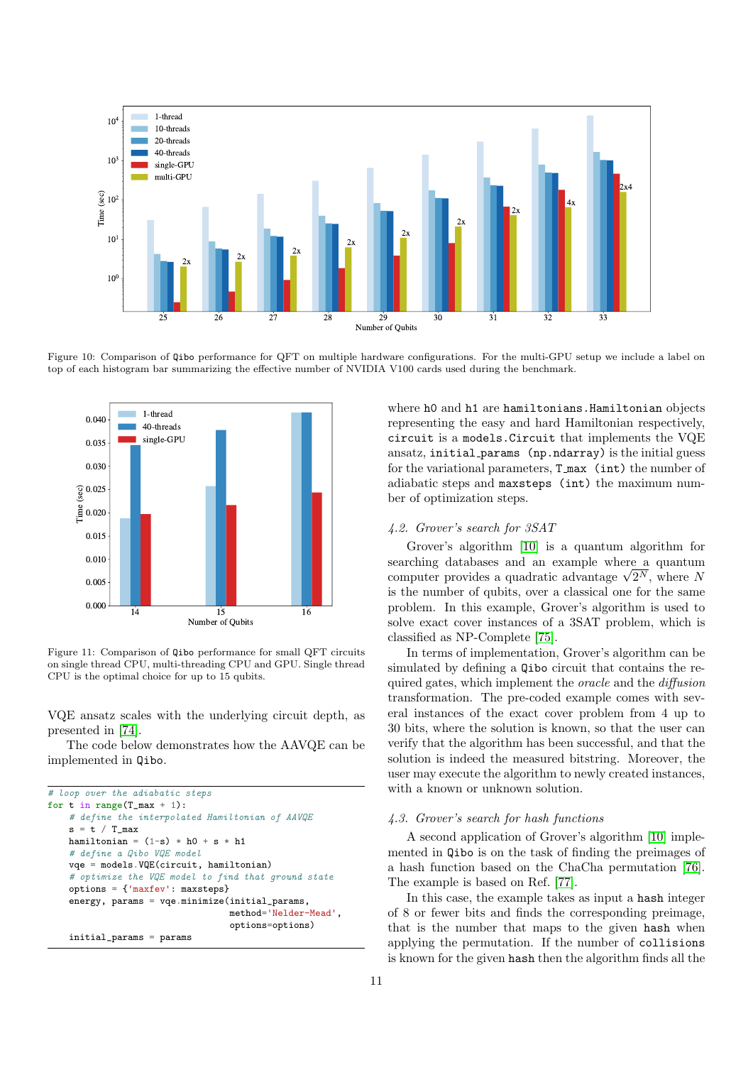Figure 10: Comparison of Qibo performance for QFT on multiple hardware configurations. For the multi-GPU setup we include a label on top of each histogram bar summarizing the effective number of NVIDIA V100 cards used during the benchmark.

Figure 11: Comparison of Qibo performance for small QFT circuits on single thread CPU, multi-threading CPU and GPU. Single thread CPU is the optimal choice for up to 15 qubits.

VQE ansatz scales with the underlying circuit depth, as presented in [74].

The code below demonstrates how the AAVQE can be implemented in Qibo.

```
# loop over the adiabatic steps
for t in range(T_max + 1):
    # define the interpolated Hamiltonian of AAVQE
    s = t / T_max
    hamiltonian = (1-s) * h0 + s * h1
    # define a Qibo VQE model
    vqe = models.VQE(circuit, hamiltonian)
    # optimize the VQE model to find that ground state
    options = {'maxfev': maxsteps}
    energy, params = vqe.minimize(initial_params,
                                  method='Nelder-Mead',
                                  options=options)
    initial_params = params
```

where h0 and h1 are hamiltonians.Hamiltonian objects representing the easy and hard Hamiltonian respectively, circuit is a models.Circuit that implements the VQE ansatz, initial_params (np.ndarray) is the initial guess for the variational parameters, T_max (int) the number of adiabatic steps and maxsteps (int) the maximum number of optimization steps.

### 4.2. Grover's search for 3SAT

Grover's algorithm [10] is a quantum algorithm for searching databases and an example where a quantum computer provides a quadratic advantage $\sqrt{2^N}$, where $N$ is the number of qubits, over a classical one for the same problem. In this example, Grover's algorithm is used to solve exact cover instances of a 3SAT problem, which is classified as NP-Complete [75].

In terms of implementation, Grover's algorithm can be simulated by defining a Qibo circuit that contains the required gates, which implement the *oracle* and the *diffusion* transformation. The pre-coded example comes with several instances of the exact cover problem from 4 up to 30 bits, where the solution is known, so that the user can verify that the algorithm has been successful, and that the solution is indeed the measured bitstring. Moreover, the user may execute the algorithm to newly created instances, with a known or unknown solution.

### 4.3. Grover's search for hash functions

A second application of Grover's algorithm [10] implemented in Qibo is on the task of finding the preimages of a hash function based on the ChaCha permutation [76]. The example is based on Ref. [77].

In this case, the example takes as input a hash integer of 8 or fewer bits and finds the corresponding preimage, that is the number that maps to the given hash when applying the permutation. If the number of collisions is known for the given hash then the algorithm finds all the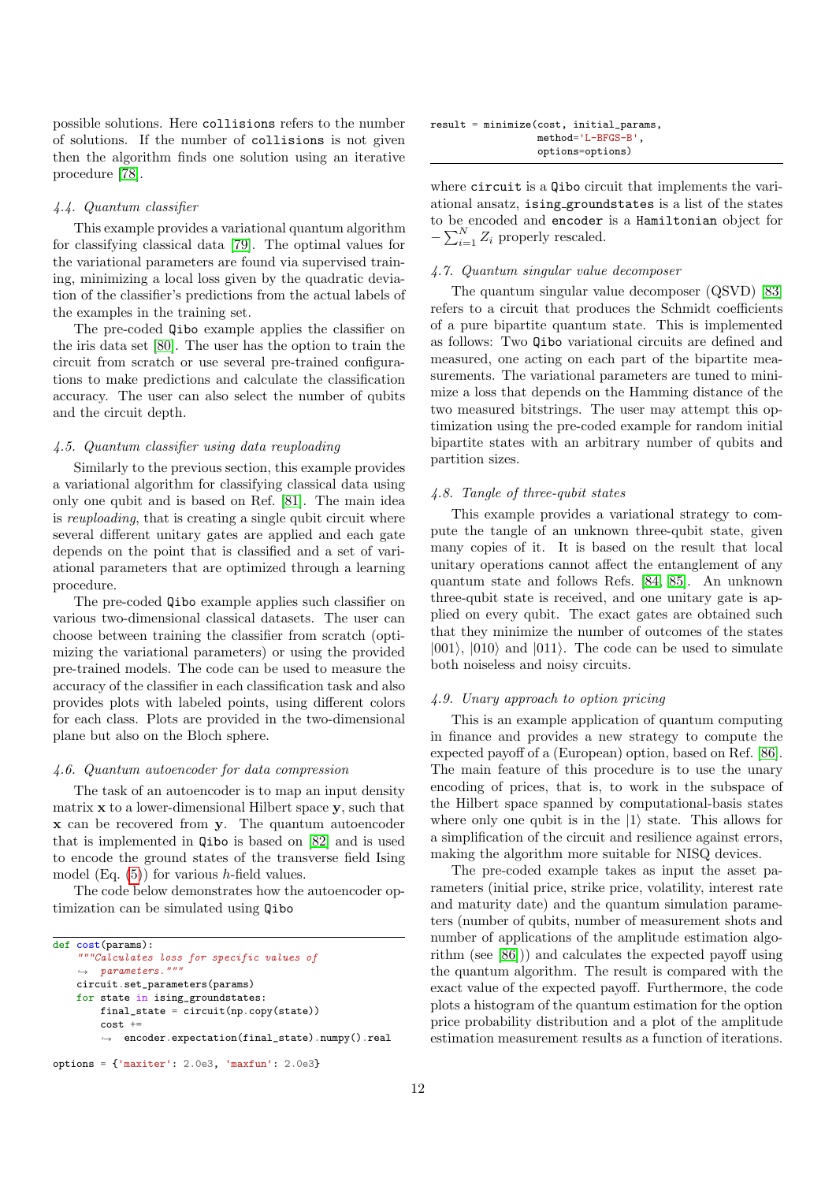possible solutions. Here `collisions` refers to the number of solutions. If the number of `collisions` is not given then the algorithm finds one solution using an iterative procedure [78].

### 4.4. Quantum classifier

This example provides a variational quantum algorithm for classifying classical data [79]. The optimal values for the variational parameters are found via supervised training, minimizing a local loss given by the quadratic deviation of the classifier's predictions from the actual labels of the examples in the training set.

The pre-coded Qibo example applies the classifier on the iris data set [80]. The user has the option to train the circuit from scratch or use several pre-trained configurations to make predictions and calculate the classification accuracy. The user can also select the number of qubits and the circuit depth.

### 4.5. Quantum classifier using data reuploading

Similarly to the previous section, this example provides a variational algorithm for classifying classical data using only one qubit and is based on Ref. [81]. The main idea is *reuploading*, that is creating a single qubit circuit where several different unitary gates are applied and each gate depends on the point that is classified and a set of variational parameters that are optimized through a learning procedure.

The pre-coded Qibo example applies such classifier on various two-dimensional classical datasets. The user can choose between training the classifier from scratch (optimizing the variational parameters) or using the provided pre-trained models. The code can be used to measure the accuracy of the classifier in each classification task and also provides plots with labeled points, using different colors for each class. Plots are provided in the two-dimensional plane but also on the Bloch sphere.

### 4.6. Quantum autoencoder for data compression

The task of an autoencoder is to map an input density matrix $\mathbf{x}$ to a lower-dimensional Hilbert space $\mathbf{y}$, such that $\mathbf{x}$ can be recovered from $\mathbf{y}$. The quantum autoencoder that is implemented in Qibo is based on [82] and is used to encode the ground states of the transverse field Ising model (Eq. (5)) for various $h$-field values.

The code below demonstrates how the autoencoder optimization can be simulated using Qibo

```
def cost(params):
    """Calculates loss for specific values of
    parameters."""
    circuit.set_parameters(params)
    for state in ising_groundstates:
        final_state = circuit(np.copy(state))
        cost +=
        encoder.expectation(final_state).numpy().real

options = {'maxiter': 2.0e3, 'maxfun': 2.0e3}
result = minimize(cost, initial_params,
                  method='L-BFGS-B',
                  options=options)
```

where `circuit` is a Qibo circuit that implements the variational ansatz, `ising_groundstates` is a list of the states to be encoded and `encoder` is a `Hamiltonian` object for $-\sum_{i=1}^{N} Z_i$ properly rescaled.

### 4.7. Quantum singular value decomposer

The quantum singular value decomposer (QSVD) [83] refers to a circuit that produces the Schmidt coefficients of a pure bipartite quantum state. This is implemented as follows: Two Qibo variational circuits are defined and measured, one acting on each part of the bipartite measurements. The variational parameters are tuned to minimize a loss that depends on the Hamming distance of the two measured bitstrings. The user may attempt this optimization using the pre-coded example for random initial bipartite states with an arbitrary number of qubits and partition sizes.

### 4.8. Tangle of three-qubit states

This example provides a variational strategy to compute the tangle of an unknown three-qubit state, given many copies of it. It is based on the result that local unitary operations cannot affect the entanglement of any quantum state and follows Refs. [84, 85]. An unknown three-qubit state is received, and one unitary gate is applied on every qubit. The exact gates are obtained such that they minimize the number of outcomes of the states $|001\rangle$, $|010\rangle$ and $|011\rangle$. The code can be used to simulate both noiseless and noisy circuits.

### 4.9. Unary approach to option pricing

This is an example application of quantum computing in finance and provides a new strategy to compute the expected payoff of a (European) option, based on Ref. [86]. The main feature of this procedure is to use the unary encoding of prices, that is, to work in the subspace of the Hilbert space spanned by computational-basis states where only one qubit is in the $|1\rangle$ state. This allows for a simplification of the circuit and resilience against errors, making the algorithm more suitable for NISQ devices.

The pre-coded example takes as input the asset parameters (initial price, strike price, volatility, interest rate and maturity date) and the quantum simulation parameters (number of qubits, number of measurement shots and number of applications of the amplitude estimation algorithm (see [86])) and calculates the expected payoff using the quantum algorithm. The result is compared with the exact value of the expected payoff. Furthermore, the code plots a histogram of the quantum estimation for the option price probability distribution and a plot of the amplitude estimation measurement results as a function of iterations.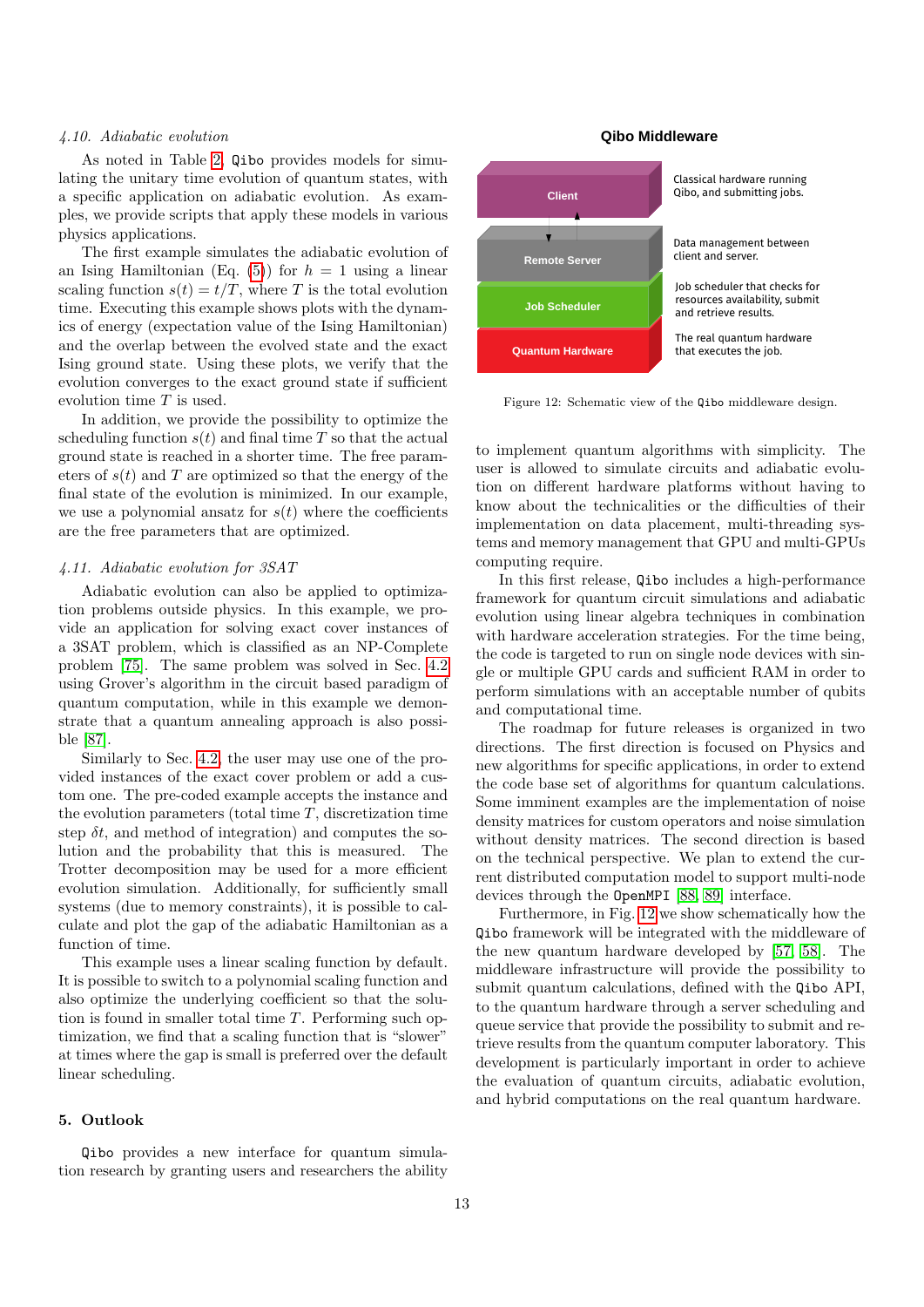### 4.10. Adiabatic evolution

As noted in Table 2, `Qibo` provides models for simulating the unitary time evolution of quantum states, with a specific application on adiabatic evolution. As examples, we provide scripts that apply these models in various physics applications.

The first example simulates the adiabatic evolution of an Ising Hamiltonian (Eq. (5)) for $h = 1$ using a linear scaling function $s(t) = t/T$, where $T$ is the total evolution time. Executing this example shows plots with the dynamics of energy (expectation value of the Ising Hamiltonian) and the overlap between the evolved state and the exact Ising ground state. Using these plots, we verify that the evolution converges to the exact ground state if sufficient evolution time $T$ is used.

In addition, we provide the possibility to optimize the scheduling function $s(t)$ and final time $T$ so that the actual ground state is reached in a shorter time. The free parameters of $s(t)$ and $T$ are optimized so that the energy of the final state of the evolution is minimized. In our example, we use a polynomial ansatz for $s(t)$ where the coefficients are the free parameters that are optimized.

### 4.11. Adiabatic evolution for 3SAT

Adiabatic evolution can also be applied to optimization problems outside physics. In this example, we provide an application for solving exact cover instances of a 3SAT problem, which is classified as an NP-Complete problem [75]. The same problem was solved in Sec. 4.2 using Grover's algorithm in the circuit based paradigm of quantum computation, while in this example we demonstrate that a quantum annealing approach is also possible [87].

Similarly to Sec. 4.2, the user may use one of the provided instances of the exact cover problem or add a custom one. The pre-coded example accepts the instance and the evolution parameters (total time $T$, discretization time step $\delta t$, and method of integration) and computes the solution and the probability that this is measured. The Trotter decomposition may be used for a more efficient evolution simulation. Additionally, for sufficiently small systems (due to memory constraints), it is possible to calculate and plot the gap of the adiabatic Hamiltonian as a function of time.

This example uses a linear scaling function by default. It is possible to switch to a polynomial scaling function and also optimize the underlying coefficient so that the solution is found in smaller total time $T$. Performing such optimization, we find that a scaling function that is "slower" at times where the gap is small is preferred over the default linear scheduling.

## 5. Outlook

`Qibo` provides a new interface for quantum simulation research by granting users and researchers the ability to implement quantum algorithms with simplicity. The user is allowed to simulate circuits and adiabatic evolution on different hardware platforms without having to know about the technicalities or the difficulties of their implementation on data placement, multi-threading systems and memory management that GPU and multi-GPUs computing require.

In this first release, `Qibo` includes a high-performance framework for quantum circuit simulations and adiabatic evolution using linear algebra techniques in combination with hardware acceleration strategies. For the time being, the code is targeted to run on single node devices with single or multiple GPU cards and sufficient RAM in order to perform simulations with an acceptable number of qubits and computational time.

The roadmap for future releases is organized in two directions. The first direction is focused on Physics and new algorithms for specific applications, in order to extend the code base set of algorithms for quantum calculations. Some imminent examples are the implementation of noise density matrices for custom operators and noise simulation without density matrices. The second direction is based on the technical perspective. We plan to extend the current distributed computation model to support multi-node devices through the `OpenMPI` [88, 89] interface.

Furthermore, in Fig. 12 we show schematically how the `Qibo` framework will be integrated with the middleware of the new quantum hardware developed by [57, 58]. The middleware infrastructure will provide the possibility to submit quantum calculations, defined with the `Qibo` API, to the quantum hardware through a server scheduling and queue service that provide the possibility to submit and retrieve results from the quantum computer laboratory. This development is particularly important in order to achieve the evaluation of quantum circuits, adiabatic evolution, and hybrid computations on the real quantum hardware.

**Qibo Middleware**

| Layer | Description |
|---|---|
| Client | Classical hardware running Qibo, and submitting jobs. |
| Remote Server | Data management between client and server. |
| Job Scheduler | Job scheduler that checks for resources availability, submit and retrieve results. |
| Quantum Hardware | The real quantum hardware that executes the job. |

Figure 12: Schematic view of the `Qibo` middleware design.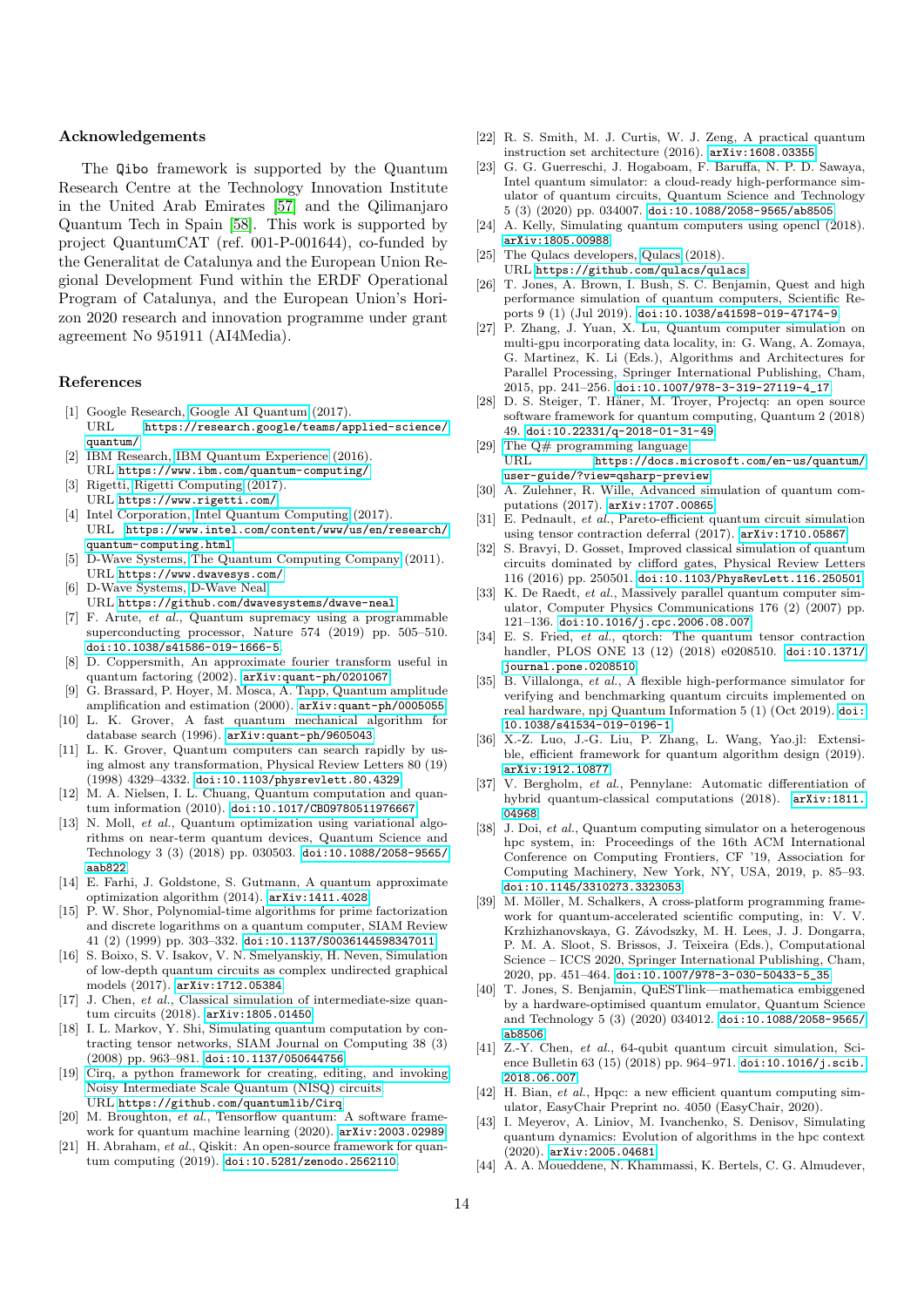## Acknowledgements

The Qibo framework is supported by the Quantum Research Centre at the Technology Innovation Institute in the United Arab Emirates [57] and the Qilimanjaro Quantum Tech in Spain [58]. This work is supported by project QuantumCAT (ref. 001-P-001644), co-funded by the Generalitat de Catalunya and the European Union Regional Development Fund within the ERDF Operational Program of Catalunya, and the European Union's Horizon 2020 research and innovation programme under grant agreement No 951911 (AI4Media).

## References

[1] Google Research, Google AI Quantum (2017). URL https://research.google/teams/applied-science/quantum/

[2] IBM Research, IBM Quantum Experience (2016). URL https://www.ibm.com/quantum-computing/

[3] Rigetti, Rigetti Computing (2017). URL https://www.rigetti.com/

[4] Intel Corporation, Intel Quantum Computing (2017). URL https://www.intel.com/content/www/us/en/research/quantum-computing.html

[5] D-Wave Systems, The Quantum Computing Company (2011). URL https://www.dwavesys.com/

[6] D-Wave Systems, D-Wave Neal. URL https://github.com/dwavesystems/dwave-neal

[7] F. Arute, *et al.*, Quantum supremacy using a programmable superconducting processor, Nature 574 (2019) pp. 505–510. doi:10.1038/s41586-019-1666-5

[8] D. Coppersmith, An approximate fourier transform useful in quantum factoring (2002). arXiv:quant-ph/0201067

[9] G. Brassard, P. Hoyer, M. Mosca, A. Tapp, Quantum amplitude amplification and estimation (2000). arXiv:quant-ph/0005055

[10] L. K. Grover, A fast quantum mechanical algorithm for database search (1996). arXiv:quant-ph/9605043

[11] L. K. Grover, Quantum computers can search rapidly by using almost any transformation, Physical Review Letters 80 (19) (1998) 4329–4332. doi:10.1103/physrevlett.80.4329

[12] M. A. Nielsen, I. L. Chuang, Quantum computation and quantum information (2010). doi:10.1017/CBO9780511976667

[13] N. Moll, *et al.*, Quantum optimization using variational algorithms on near-term quantum devices, Quantum Science and Technology 3 (3) (2018) pp. 030503. doi:10.1088/2058-9565/aab822

[14] E. Farhi, J. Goldstone, S. Gutmann, A quantum approximate optimization algorithm (2014). arXiv:1411.4028

[15] P. W. Shor, Polynomial-time algorithms for prime factorization and discrete logarithms on a quantum computer, SIAM Review 41 (2) (1999) pp. 303–332. doi:10.1137/S0036144598347011

[16] S. Boixo, S. V. Isakov, V. N. Smelyanskiy, H. Neven, Simulation of low-depth quantum circuits as complex undirected graphical models (2017). arXiv:1712.05384

[17] J. Chen, *et al.*, Classical simulation of intermediate-size quantum circuits (2018). arXiv:1805.01450

[18] I. L. Markov, Y. Shi, Simulating quantum computation by contracting tensor networks, SIAM Journal on Computing 38 (3) (2008) pp. 963–981. doi:10.1137/050644756

[19] Cirq, a python framework for creating, editing, and invoking Noisy Intermediate Scale Quantum (NISQ) circuits. URL https://github.com/quantumlib/Cirq

[20] M. Broughton, *et al.*, Tensorflow quantum: A software framework for quantum machine learning (2020). arXiv:2003.02989

[21] H. Abraham, *et al.*, Qiskit: An open-source framework for quantum computing (2019). doi:10.5281/zenodo.2562110

[22] R. S. Smith, M. J. Curtis, W. J. Zeng, A practical quantum instruction set architecture (2016). arXiv:1608.03355

[23] G. G. Guerreschi, J. Hogaboam, F. Baruffa, N. P. D. Sawaya, Intel quantum simulator: a cloud-ready high-performance simulator of quantum circuits, Quantum Science and Technology 5 (3) (2020) pp. 034007. doi:10.1088/2058-9565/ab8505

[24] A. Kelly, Simulating quantum computers using opencl (2018). arXiv:1805.00988

[25] The Qulacs developers, Qulacs (2018). URL https://github.com/qulacs/qulacs

[26] T. Jones, A. Brown, I. Bush, S. C. Benjamin, Quest and high performance simulation of quantum computers, Scientific Reports 9 (1) (Jul 2019). doi:10.1038/s41598-019-47174-9

[27] P. Zhang, J. Yuan, X. Lu, Quantum computer simulation on multi-gpu incorporating data locality, in: G. Wang, A. Zomaya, G. Martinez, K. Li (Eds.), Algorithms and Architectures for Parallel Processing, Springer International Publishing, Cham, 2015, pp. 241–256. doi:10.1007/978-3-319-27119-4_17

[28] D. S. Steiger, T. Häner, M. Troyer, Projectq: an open source software framework for quantum computing, Quantum 2 (2018) 49. doi:10.22331/q-2018-01-31-49

[29] The Q# programming language. URL https://docs.microsoft.com/en-us/quantum/user-guide/?view=qsharp-preview

[30] A. Zulehner, R. Wille, Advanced simulation of quantum computations (2017). arXiv:1707.00865

[31] E. Pednault, *et al.*, Pareto-efficient quantum circuit simulation using tensor contraction deferral (2017). arXiv:1710.05867

[32] S. Bravyi, D. Gosset, Improved classical simulation of quantum circuits dominated by clifford gates, Physical Review Letters 116 (2016) pp. 250501. doi:10.1103/PhysRevLett.116.250501

[33] K. De Raedt, *et al.*, Massively parallel quantum computer simulator, Computer Physics Communications 176 (2) (2007) pp. 121–136. doi:10.1016/j.cpc.2006.08.007

[34] E. S. Fried, *et al.*, qtorch: The quantum tensor contraction handler, PLOS ONE 13 (12) (2018) e0208510. doi:10.1371/journal.pone.0208510

[35] B. Villalonga, *et al.*, A flexible high-performance simulator for verifying and benchmarking quantum circuits implemented on real hardware, npj Quantum Information 5 (1) (Oct 2019). doi:10.1038/s41534-019-0196-1

[36] X.-Z. Luo, J.-G. Liu, P. Zhang, L. Wang, Yao.jl: Extensible, efficient framework for quantum algorithm design (2019). arXiv:1912.10877

[37] V. Bergholm, *et al.*, Pennylane: Automatic differentiation of hybrid quantum-classical computations (2018). arXiv:1811.04968

[38] J. Doi, *et al.*, Quantum computing simulator on a heterogenous hpc system, in: Proceedings of the 16th ACM International Conference on Computing Frontiers, CF '19, Association for Computing Machinery, New York, NY, USA, 2019, p. 85–93. doi:10.1145/3310273.3323053

[39] M. Möller, M. Schalkers, A cross-platform programming framework for quantum-accelerated scientific computing, in: V. V. Krzhizhanovskaya, G. Závodszky, M. H. Lees, J. J. Dongarra, P. M. A. Sloot, S. Brissos, J. Teixeira (Eds.), Computational Science – ICCS 2020, Springer International Publishing, Cham, 2020, pp. 451–464. doi:10.1007/978-3-030-50433-5_35

[40] T. Jones, S. Benjamin, QuESTlink—mathematica embiggened by a hardware-optimised quantum emulator, Quantum Science and Technology 5 (3) (2020) 034012. doi:10.1088/2058-9565/ab8506

[41] Z.-Y. Chen, *et al.*, 64-qubit quantum circuit simulation, Science Bulletin 63 (15) (2018) pp. 964–971. doi:10.1016/j.scib.2018.06.007

[42] H. Bian, *et al.*, Hpqc: a new efficient quantum computing simulator, EasyChair Preprint no. 4050 (EasyChair, 2020).

[43] I. Meyerov, A. Liniov, M. Ivanchenko, S. Denisov, Simulating quantum dynamics: Evolution of algorithms in the hpc context (2020). arXiv:2005.04681

[44] A. A. Moueddene, N. Khammassi, K. Bertels, C. G. Almudever,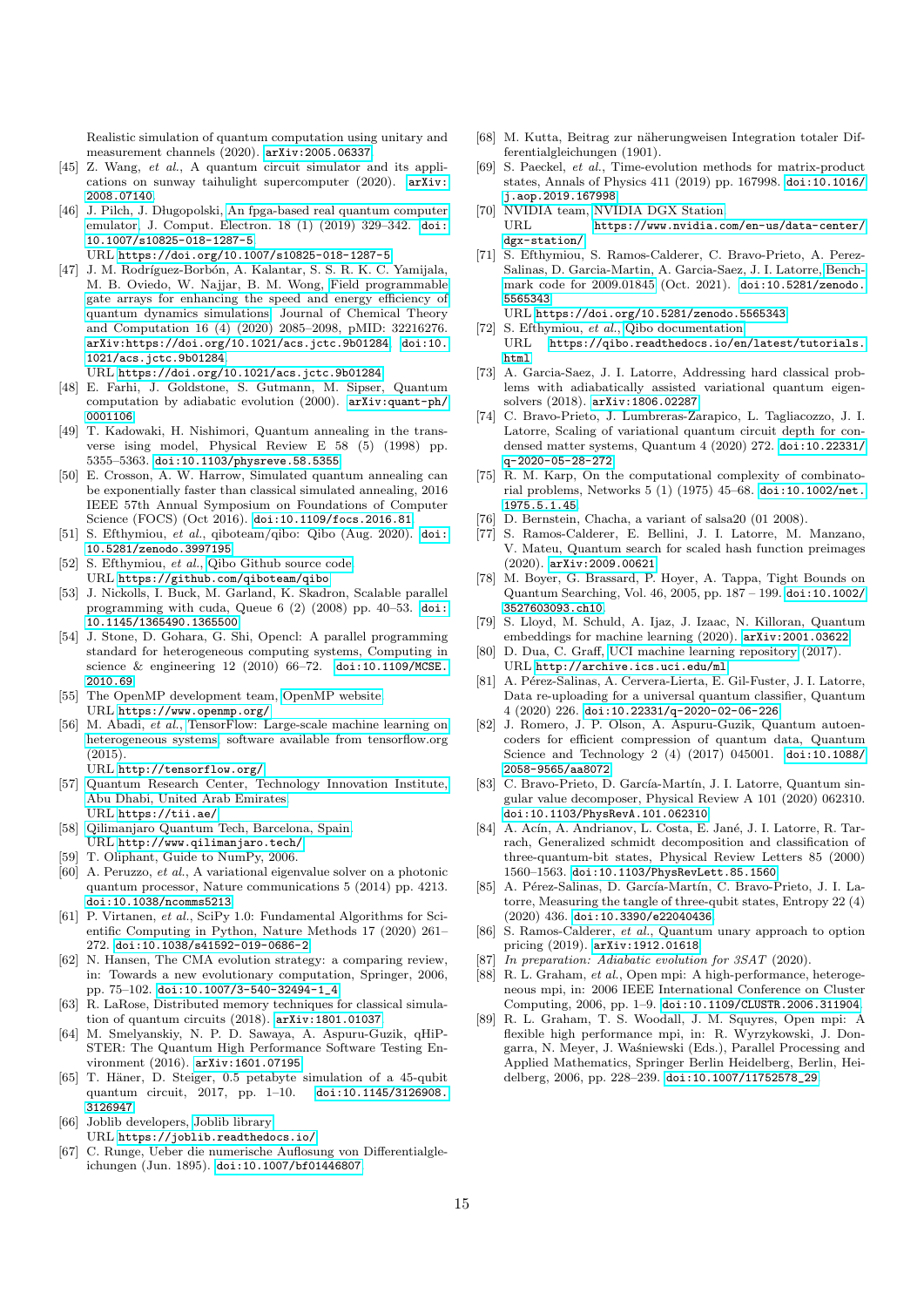Realistic simulation of quantum computation using unitary and measurement channels (2020). arXiv:2005.06337

[45] Z. Wang, *et al.*, A quantum circuit simulator and its applications on sunway taihulight supercomputer (2020). arXiv:2008.07140

[46] J. Pilch, J. Długopolski, An fpga-based real quantum computer emulator, J. Comput. Electron. 18 (1) (2019) 329–342. doi:10.1007/s10825-018-1287-5
URL https://doi.org/10.1007/s10825-018-1287-5

[47] J. M. Rodríguez-Borbón, A. Kalantar, S. S. R. K. C. Yamijala, M. B. Oviedo, W. Najjar, B. M. Wong, Field programmable gate arrays for enhancing the speed and energy efficiency of quantum dynamics simulations, Journal of Chemical Theory and Computation 16 (4) (2020) 2085–2098, pMID: 32216276. arXiv:https://doi.org/10.1021/acs.jctc.9b01284, doi:10.1021/acs.jctc.9b01284
URL https://doi.org/10.1021/acs.jctc.9b01284

[48] E. Farhi, J. Goldstone, S. Gutmann, M. Sipser, Quantum computation by adiabatic evolution (2000). arXiv:quant-ph/0001106

[49] T. Kadowaki, H. Nishimori, Quantum annealing in the transverse ising model, Physical Review E 58 (5) (1998) pp. 5355–5363. doi:10.1103/physreve.58.5355

[50] E. Crosson, A. W. Harrow, Simulated quantum annealing can be exponentially faster than classical simulated annealing, 2016 IEEE 57th Annual Symposium on Foundations of Computer Science (FOCS) (Oct 2016). doi:10.1109/focs.2016.81

[51] S. Efthymiou, *et al.*, qiboteam/qibo: Qibo (Aug. 2020). doi:10.5281/zenodo.3997195

[52] S. Efthymiou, *et al.*, Qibo Github source code
URL https://github.com/qiboteam/qibo

[53] J. Nickolls, I. Buck, M. Garland, K. Skadron, Scalable parallel programming with cuda, Queue 6 (2) (2008) pp. 40–53. doi:10.1145/1365490.1365500

[54] J. Stone, D. Gohara, G. Shi, Opencl: A parallel programming standard for heterogeneous computing systems, Computing in science & engineering 12 (2010) 66–72. doi:10.1109/MCSE.2010.69

[55] The OpenMP development team, OpenMP website
URL https://www.openmp.org/

[56] M. Abadi, *et al.*, TensorFlow: Large-scale machine learning on heterogeneous systems, software available from tensorflow.org (2015).
URL http://tensorflow.org/

[57] Quantum Research Center, Technology Innovation Institute, Abu Dhabi, United Arab Emirates
URL https://tii.ae/

[58] Qilimanjaro Quantum Tech, Barcelona, Spain
URL http://www.qilimanjaro.tech/

[59] T. Oliphant, Guide to NumPy, 2006.

[60] A. Peruzzo, *et al.*, A variational eigenvalue solver on a photonic quantum processor, Nature communications 5 (2014) pp. 4213. doi:10.1038/ncomms5213

[61] P. Virtanen, *et al.*, SciPy 1.0: Fundamental Algorithms for Scientific Computing in Python, Nature Methods 17 (2020) 261–272. doi:10.1038/s41592-019-0686-2

[62] N. Hansen, The CMA evolution strategy: a comparing review, in: Towards a new evolutionary computation, Springer, 2006, pp. 75–102. doi:10.1007/3-540-32494-1_4

[63] R. LaRose, Distributed memory techniques for classical simulation of quantum circuits (2018). arXiv:1801.01037

[64] M. Smelyanskiy, N. P. D. Sawaya, A. Aspuru-Guzik, qHiPSTER: The Quantum High Performance Software Testing Environment (2016). arXiv:1601.07195

[65] T. Häner, D. Steiger, 0.5 petabyte simulation of a 45-qubit quantum circuit, 2017, pp. 1–10. doi:10.1145/3126908.3126947

[66] Joblib developers, Joblib library
URL https://joblib.readthedocs.io/

[67] C. Runge, Ueber die numerische Auflösung von Differentialgleichungen (Jun. 1895). doi:10.1007/bf01446807

[68] M. Kutta, Beitrag zur näherungweisen Integration totaler Differentialgleichungen (1901).

[69] S. Paeckel, *et al.*, Time-evolution methods for matrix-product states, Annals of Physics 411 (2019) pp. 167998. doi:10.1016/j.aop.2019.167998

[70] NVIDIA team, NVIDIA DGX Station
URL https://www.nvidia.com/en-us/data-center/dgx-station/

[71] S. Efthymiou, S. Ramos-Calderer, C. Bravo-Prieto, A. Perez-Salinas, D. Garcia-Martin, A. Garcia-Saez, J. I. Latorre, Benchmark code for 2009.01845 (Oct. 2021). doi:10.5281/zenodo.5565343
URL https://doi.org/10.5281/zenodo.5565343

[72] S. Efthymiou, *et al.*, Qibo documentation
URL https://qibo.readthedocs.io/en/latest/tutorials.html

[73] A. Garcia-Saez, J. I. Latorre, Addressing hard classical problems with adiabatically assisted variational quantum eigensolvers (2018). arXiv:1806.02287

[74] C. Bravo-Prieto, J. Lumbreras-Zarapico, L. Tagliacozzo, J. I. Latorre, Scaling of variational quantum circuit depth for condensed matter systems, Quantum 4 (2020) 272. doi:10.22331/q-2020-05-28-272

[75] R. M. Karp, On the computational complexity of combinatorial problems, Networks 5 (1) (1975) 45–68. doi:10.1002/net.1975.5.1.45

[76] D. Bernstein, Chacha, a variant of salsa20 (01 2008).

[77] S. Ramos-Calderer, E. Bellini, J. I. Latorre, M. Manzano, V. Mateu, Quantum search for scaled hash function preimages (2020). arXiv:2009.00621

[78] M. Boyer, G. Brassard, P. Hoyer, A. Tappa, Tight Bounds on Quantum Searching, Vol. 46, 2005, pp. 187 – 199. doi:10.1002/3527603093.ch10

[79] S. Lloyd, M. Schuld, A. Ijaz, J. Izaac, N. Killoran, Quantum embeddings for machine learning (2020). arXiv:2001.03622

[80] D. Dua, C. Graff, UCI machine learning repository (2017).
URL http://archive.ics.uci.edu/ml

[81] A. Pérez-Salinas, A. Cervera-Lierta, E. Gil-Fuster, J. I. Latorre, Data re-uploading for a universal quantum classifier, Quantum 4 (2020) 226. doi:10.22331/q-2020-02-06-226

[82] J. Romero, J. P. Olson, A. Aspuru-Guzik, Quantum autoencoders for efficient compression of quantum data, Quantum Science and Technology 2 (4) (2017) 045001. doi:10.1088/2058-9565/aa8072

[83] C. Bravo-Prieto, D. García-Martín, J. I. Latorre, Quantum singular value decomposer, Physical Review A 101 (2020) 062310. doi:10.1103/PhysRevA.101.062310

[84] A. Acín, A. Andrianov, L. Costa, E. Jané, J. I. Latorre, R. Tarrach, Generalized schmidt decomposition and classification of three-quantum-bit states, Physical Review Letters 85 (2000) 1560–1563. doi:10.1103/PhysRevLett.85.1560

[85] A. Pérez-Salinas, D. García-Martín, C. Bravo-Prieto, J. I. Latorre, Measuring the tangle of three-qubit states, Entropy 22 (4) (2020) 436. doi:10.3390/e22040436

[86] S. Ramos-Calderer, *et al.*, Quantum unary approach to option pricing (2019). arXiv:1912.01618

[87] *In preparation: Adiabatic evolution for 3SAT* (2020).

[88] R. L. Graham, *et al.*, Open mpi: A high-performance, heterogeneous mpi, in: 2006 IEEE International Conference on Cluster Computing, 2006, pp. 1–9. doi:10.1109/CLUSTR.2006.311904

[89] R. L. Graham, T. S. Woodall, J. M. Squyres, Open mpi: A flexible high performance mpi, in: R. Wyrzykowski, J. Dongarra, N. Meyer, J. Waśniewski (Eds.), Parallel Processing and Applied Mathematics, Springer Berlin Heidelberg, Berlin, Heidelberg, 2006, pp. 228–239. doi:10.1007/11752578_29